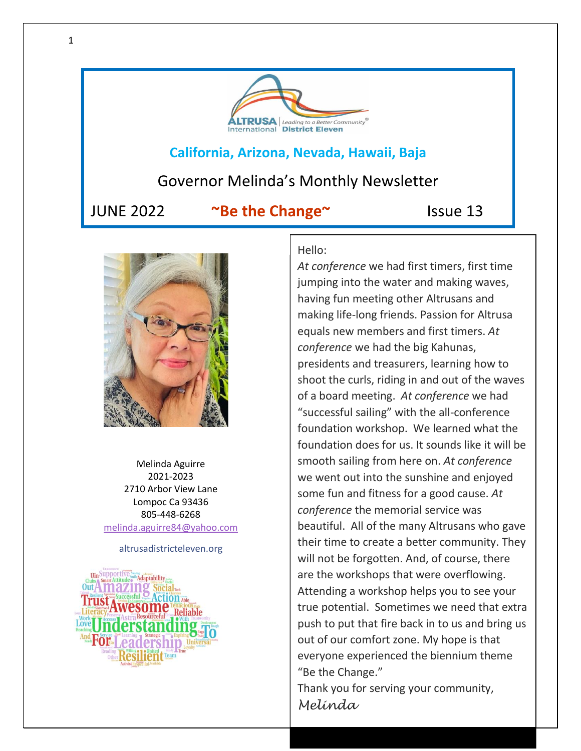ALTRUSA International | Leading to a Better Community® District Eleven

## California, Arizona, Nevada, Hawaii, Baja

# Governor Melinda's Monthly Newsletter

JUNE 2022 **~Be the Change~** Issue 13

Melinda Aguirre
2021-2023
2710 Arbor View Lane
Lompoc Ca 93436
805-448-6268
melinda.aguirre84@yahoo.com

altrusadistricteleven.org

Hello:

*At conference* we had first timers, first time jumping into the water and making waves, having fun meeting other Altrusans and making life-long friends. Passion for Altrusa equals new members and first timers. *At conference* we had the big Kahunas, presidents and treasurers, learning how to shoot the curls, riding in and out of the waves of a board meeting. *At conference* we had "successful sailing" with the all-conference foundation workshop. We learned what the foundation does for us. It sounds like it will be smooth sailing from here on. *At conference* we went out into the sunshine and enjoyed some fun and fitness for a good cause. *At conference* the memorial service was beautiful. All of the many Altrusans who gave their time to create a better community. They will not be forgotten. And, of course, there are the workshops that were overflowing. Attending a workshop helps you to see your true potential. Sometimes we need that extra push to put that fire back in to us and bring us out of our comfort zone. My hope is that everyone experienced the biennium theme "Be the Change."

Thank you for serving your community,

*Melinda*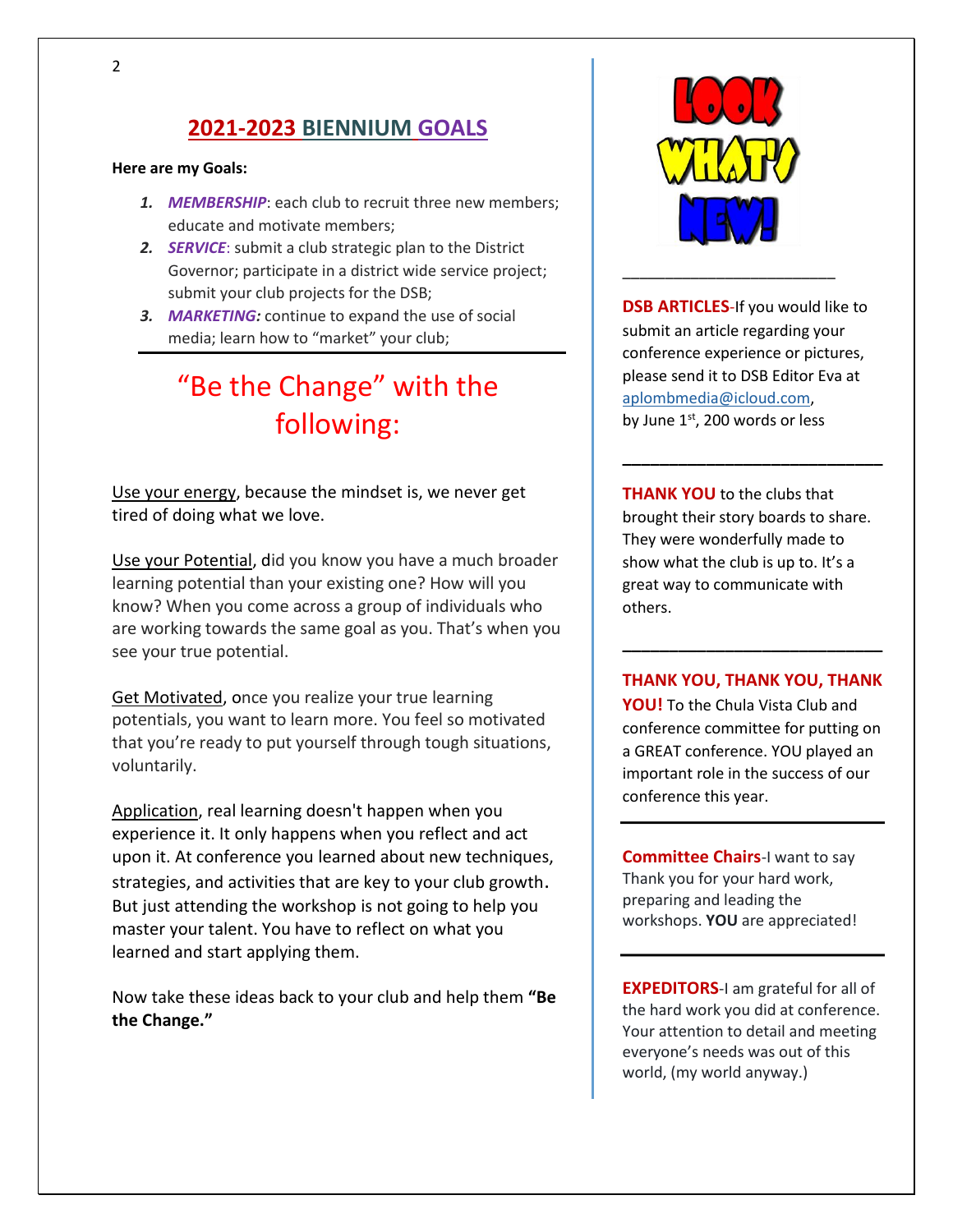## 2021-2023 BIENNIUM GOALS

**Here are my Goals:**

1. ***MEMBERSHIP***: each club to recruit three new members; educate and motivate members;
2. ***SERVICE***: submit a club strategic plan to the District Governor; participate in a district wide service project; submit your club projects for the DSB;
3. ***MARKETING:*** continue to expand the use of social media; learn how to "market" your club;

---

## "Be the Change" with the following:

Use your energy, because the mindset is, we never get tired of doing what we love.

Use your Potential, did you know you have a much broader learning potential than your existing one? How will you know? When you come across a group of individuals who are working towards the same goal as you. That's when you see your true potential.

Get Motivated, once you realize your true learning potentials, you want to learn more. You feel so motivated that you're ready to put yourself through tough situations, voluntarily.

Application, real learning doesn't happen when you experience it. It only happens when you reflect and act upon it. At conference you learned about new techniques, strategies, and activities that are key to your club growth. But just attending the workshop is not going to help you master your talent. You have to reflect on what you learned and start applying them.

Now take these ideas back to your club and help them **"Be the Change."**

## LOOK WHAT'S NEW!

---

**DSB ARTICLES**-If you would like to submit an article regarding your conference experience or pictures, please send it to DSB Editor Eva at aplombmedia@icloud.com, by June 1st, 200 words or less

---

**THANK YOU** to the clubs that brought their story boards to share. They were wonderfully made to show what the club is up to. It's a great way to communicate with others.

---

**THANK YOU, THANK YOU, THANK YOU!** To the Chula Vista Club and conference committee for putting on a GREAT conference. YOU played an important role in the success of our conference this year.

---

**Committee Chairs**-I want to say Thank you for your hard work, preparing and leading the workshops. **YOU** are appreciated!

---

**EXPEDITORS**-I am grateful for all of the hard work you did at conference. Your attention to detail and meeting everyone's needs was out of this world, (my world anyway.)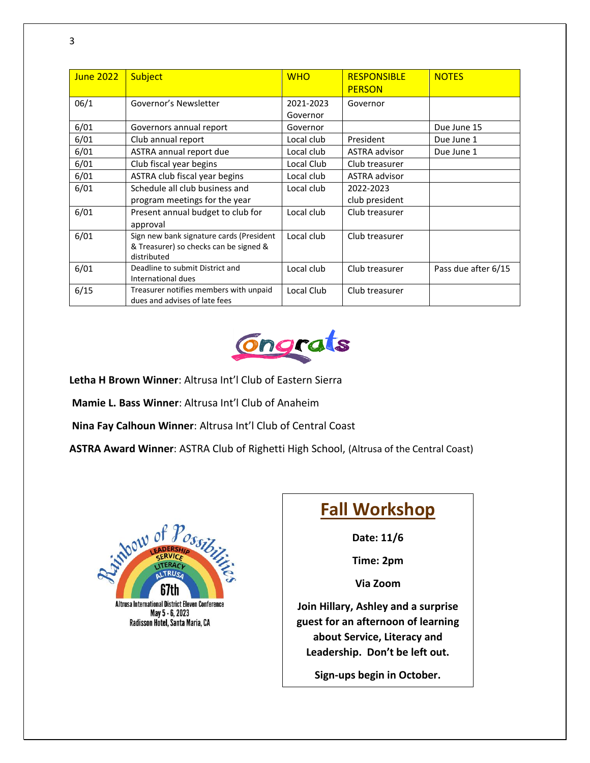| June 2022 | Subject | WHO | RESPONSIBLE PERSON | NOTES |
|---|---|---|---|---|
| 06/1 | Governor's Newsletter | 2021-2023 Governor | Governor | |
| 6/01 | Governors annual report | Governor | | Due June 15 |
| 6/01 | Club annual report | Local club | President | Due June 1 |
| 6/01 | ASTRA annual report due | Local club | ASTRA advisor | Due June 1 |
| 6/01 | Club fiscal year begins | Local Club | Club treasurer | |
| 6/01 | ASTRA club fiscal year begins | Local club | ASTRA advisor | |
| 6/01 | Schedule all club business and program meetings for the year | Local club | 2022-2023 club president | |
| 6/01 | Present annual budget to club for approval | Local club | Club treasurer | |
| 6/01 | Sign new bank signature cards (President & Treasurer) so checks can be signed & distributed | Local club | Club treasurer | |
| 6/01 | Deadline to submit District and International dues | Local club | Club treasurer | Pass due after 6/15 |
| 6/15 | Treasurer notifies members with unpaid dues and advises of late fees | Local Club | Club treasurer | |

Congrats

**Letha H Brown Winner**: Altrusa Int'l Club of Eastern Sierra

**Mamie L. Bass Winner**: Altrusa Int'l Club of Anaheim

**Nina Fay Calhoun Winner**: Altrusa Int'l Club of Central Coast

**ASTRA Award Winner**: ASTRA Club of Righetti High School, (Altrusa of the Central Coast)

Rainbow of Possibilities
LEADERSHIP
SERVICE
LITERACY
ALTRUSA
67th
Altrusa International District Eleven Conference
May 5 - 6, 2023
Radisson Hotel, Santa Maria, CA

## Fall Workshop

**Date: 11/6**

**Time: 2pm**

**Via Zoom**

**Join Hillary, Ashley and a surprise guest for an afternoon of learning about Service, Literacy and Leadership. Don't be left out.**

**Sign-ups begin in October.**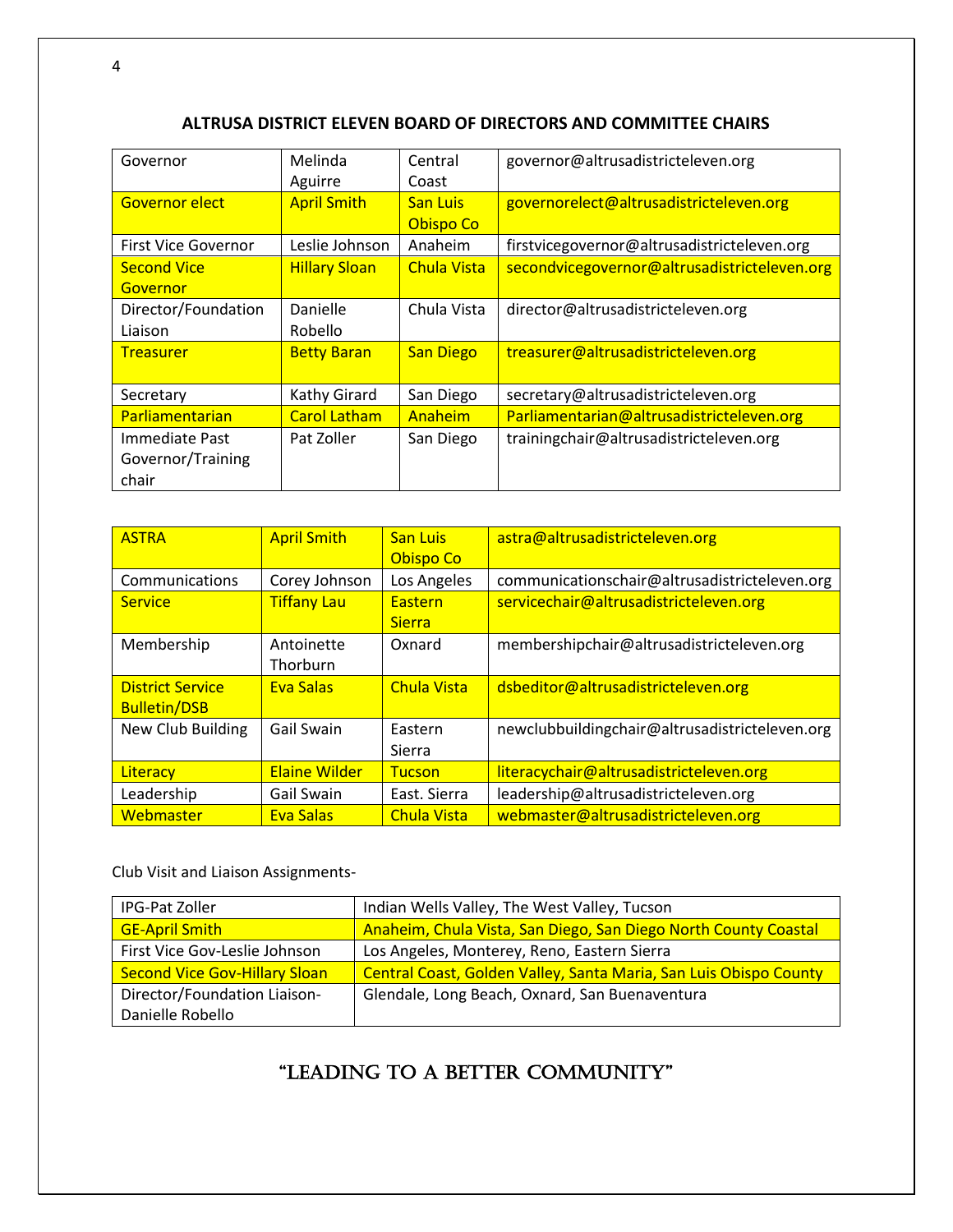## ALTRUSA DISTRICT ELEVEN BOARD OF DIRECTORS AND COMMITTEE CHAIRS

| | | | |
|---|---|---|---|
| Governor | Melinda Aguirre | Central Coast | governor@altrusadistricteleven.org |
| Governor elect | April Smith | San Luis Obispo Co | governorelect@altrusadistricteleven.org |
| First Vice Governor | Leslie Johnson | Anaheim | firstvicegovernor@altrusadistricteleven.org |
| Second Vice Governor | Hillary Sloan | Chula Vista | secondvicegovernor@altrusadistricteleven.org |
| Director/Foundation Liaison | Danielle Robello | Chula Vista | director@altrusadistricteleven.org |
| Treasurer | Betty Baran | San Diego | treasurer@altrusadistricteleven.org |
| Secretary | Kathy Girard | San Diego | secretary@altrusadistricteleven.org |
| Parliamentarian | Carol Latham | Anaheim | Parliamentarian@altrusadistricteleven.org |
| Immediate Past Governor/Training chair | Pat Zoller | San Diego | trainingchair@altrusadistricteleven.org |

| | | | |
|---|---|---|---|
| ASTRA | April Smith | San Luis Obispo Co | astra@altrusadistricteleven.org |
| Communications | Corey Johnson | Los Angeles | communicationschair@altrusadistricteleven.org |
| Service | Tiffany Lau | Eastern Sierra | servicechair@altrusadistricteleven.org |
| Membership | Antoinette Thorburn | Oxnard | membershipchair@altrusadistricteleven.org |
| District Service Bulletin/DSB | Eva Salas | Chula Vista | dsbeditor@altrusadistricteleven.org |
| New Club Building | Gail Swain | Eastern Sierra | newclubbuildingchair@altrusadistricteleven.org |
| Literacy | Elaine Wilder | Tucson | literacychair@altrusadistricteleven.org |
| Leadership | Gail Swain | East. Sierra | leadership@altrusadistricteleven.org |
| Webmaster | Eva Salas | Chula Vista | webmaster@altrusadistricteleven.org |

Club Visit and Liaison Assignments-

| | |
|---|---|
| IPG-Pat Zoller | Indian Wells Valley, The West Valley, Tucson |
| GE-April Smith | Anaheim, Chula Vista, San Diego, San Diego North County Coastal |
| First Vice Gov-Leslie Johnson | Los Angeles, Monterey, Reno, Eastern Sierra |
| Second Vice Gov-Hillary Sloan | Central Coast, Golden Valley, Santa Maria, San Luis Obispo County |
| Director/Foundation Liaison-Danielle Robello | Glendale, Long Beach, Oxnard, San Buenaventura |

**"LEADING TO A BETTER COMMUNITY"**